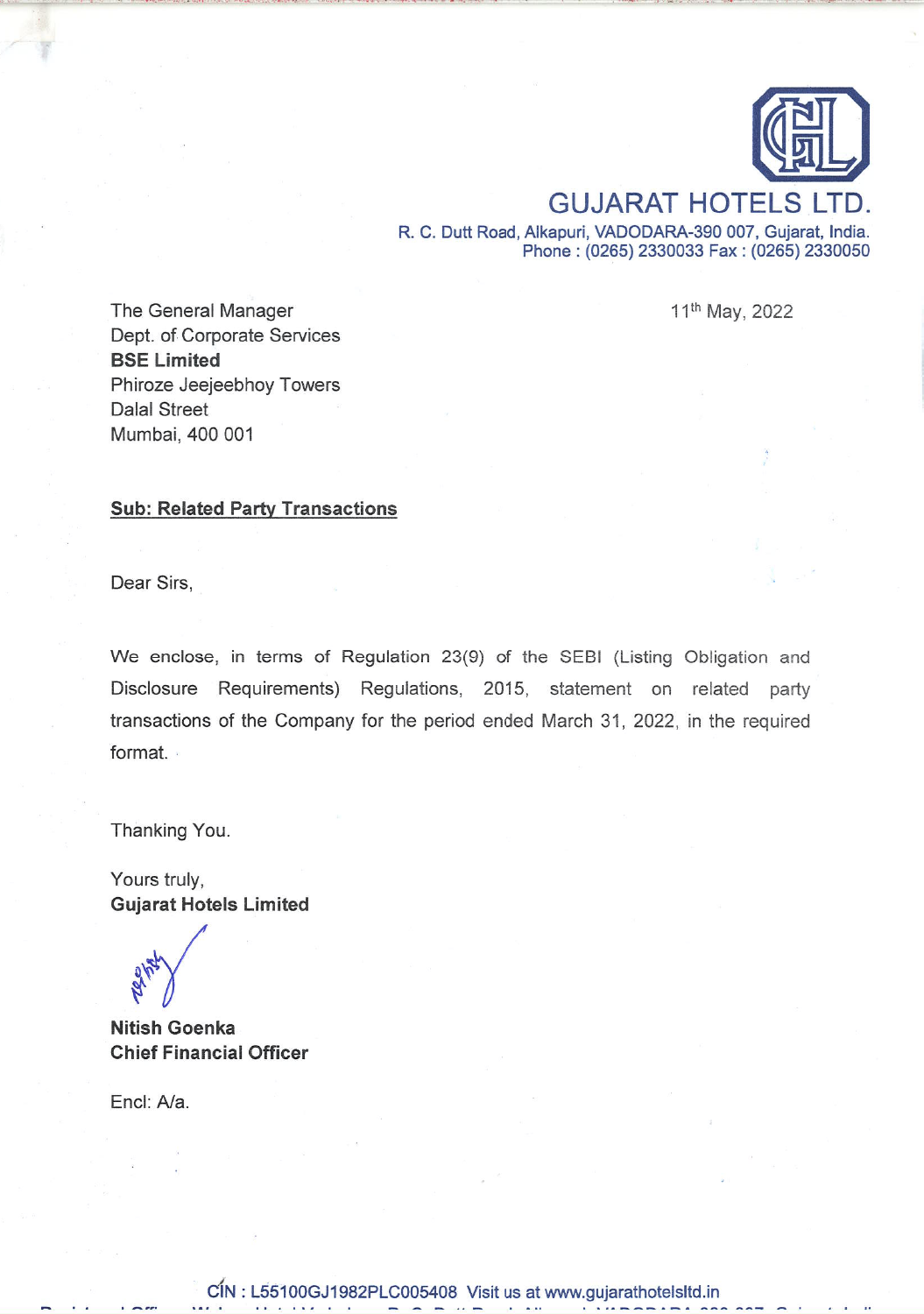# GUJARAT HOTELS LTD.

R. C. Dutt Road, Alkapuri, VADODARA-390 007, Gujarat, India.
Phone : (0265) 2330033 Fax : (0265) 2330050

11th May, 2022

The General Manager
Dept. of Corporate Services
**BSE Limited**
Phiroze Jeejeebhoy Towers
Dalal Street
Mumbai, 400 001

**Sub: Related Party Transactions**

Dear Sirs,

We enclose, in terms of Regulation 23(9) of the SEBI (Listing Obligation and Disclosure Requirements) Regulations, 2015, statement on related party transactions of the Company for the period ended March 31, 2022, in the required format.

Thanking You.

Yours truly,
**Gujarat Hotels Limited**

**Nitish Goenka**
**Chief Financial Officer**

Encl: A/a.

CIN : L55100GJ1982PLC005408 Visit us at www.gujarathotelsltd.in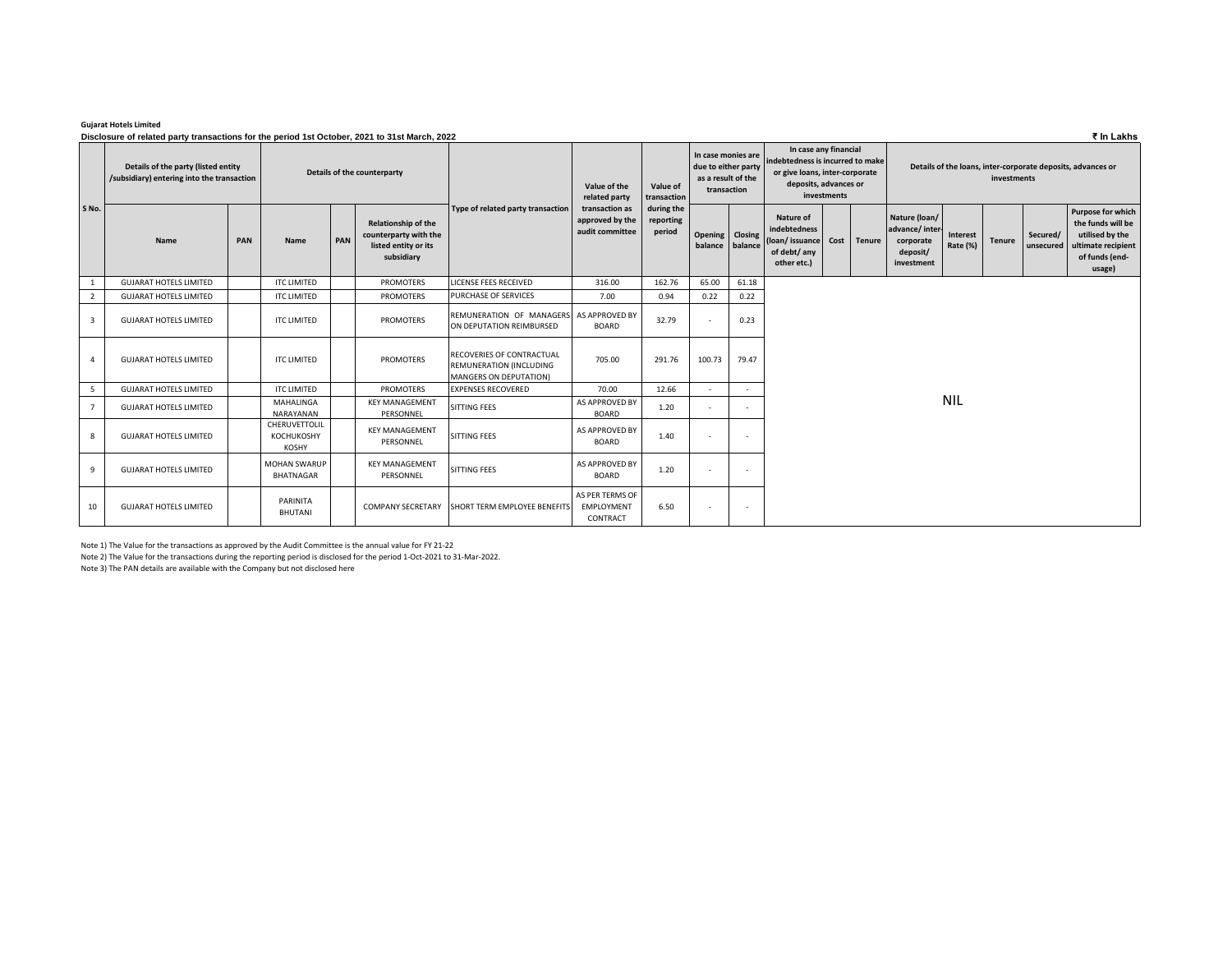**Gujarat Hotels Limited**

**Disclosure of related party transactions for the period 1st October, 2021 to 31st March, 2022**

**₹ In Lakhs**

| S No. | Details of the party (listed entity /subsidiary) entering into the transaction | | Details of the counterparty | | | Type of related party transaction | Value of the related party transaction as approved by the audit committee | Value of transaction during the reporting period | In case monies are due to either party as a result of the transaction | | In case any financial indebtedness is incurred to make or give loans, inter-corporate deposits, advances or investments | | | Details of the loans, inter-corporate deposits, advances or investments | | | | |
|---|---|---|---|---|---|---|---|---|---|---|---|---|---|---|---|---|---|---|
| | Name | PAN | Name | PAN | Relationship of the counterparty with the listed entity or its subsidiary | | | | Opening balance | Closing balance | Nature of indebtedness (loan/ issuance of debt/ any other etc.) | Cost | Tenure | Nature (loan/ advance/ inter-corporate deposit/ investment | Interest Rate (%) | Tenure | Secured/ unsecured | Purpose for which the funds will be utilised by the ultimate recipient of funds (end-usage) |
| 1 | GUJARAT HOTELS LIMITED | | ITC LIMITED | | PROMOTERS | LICENSE FEES RECEIVED | 316.00 | 162.76 | 65.00 | 61.18 | NIL | | | | | | | |
| 2 | GUJARAT HOTELS LIMITED | | ITC LIMITED | | PROMOTERS | PURCHASE OF SERVICES | 7.00 | 0.94 | 0.22 | 0.22 | | | | | | | | |
| 3 | GUJARAT HOTELS LIMITED | | ITC LIMITED | | PROMOTERS | REMUNERATION OF MANAGERS ON DEPUTATION REIMBURSED | AS APPROVED BY BOARD | 32.79 | - | 0.23 | | | | | | | | |
| 4 | GUJARAT HOTELS LIMITED | | ITC LIMITED | | PROMOTERS | RECOVERIES OF CONTRACTUAL REMUNERATION (INCLUDING MANGERS ON DEPUTATION) | 705.00 | 291.76 | 100.73 | 79.47 | | | | | | | | |
| 5 | GUJARAT HOTELS LIMITED | | ITC LIMITED | | PROMOTERS | EXPENSES RECOVERED | 70.00 | 12.66 | - | - | | | | | | | | |
| 7 | GUJARAT HOTELS LIMITED | | MAHALINGA NARAYANAN | | KEY MANAGEMENT PERSONNEL | SITTING FEES | AS APPROVED BY BOARD | 1.20 | - | - | | | | | | | | |
| 8 | GUJARAT HOTELS LIMITED | | CHERUVETTOLIL KOCHUKOSHY KOSHY | | KEY MANAGEMENT PERSONNEL | SITTING FEES | AS APPROVED BY BOARD | 1.40 | - | - | | | | | | | | |
| 9 | GUJARAT HOTELS LIMITED | | MOHAN SWARUP BHATNAGAR | | KEY MANAGEMENT PERSONNEL | SITTING FEES | AS APPROVED BY BOARD | 1.20 | - | - | | | | | | | | |
| 10 | GUJARAT HOTELS LIMITED | | PARINITA BHUTANI | | COMPANY SECRETARY | SHORT TERM EMPLOYEE BENEFITS | AS PER TERMS OF EMPLOYMENT CONTRACT | 6.50 | - | - | | | | | | | | |

Note 1) The Value for the transactions as approved by the Audit Committee is the annual value for FY 21-22

Note 2) The Value for the transactions during the reporting period is disclosed for the period 1-Oct-2021 to 31-Mar-2022.

Note 3) The PAN details are available with the Company but not disclosed here